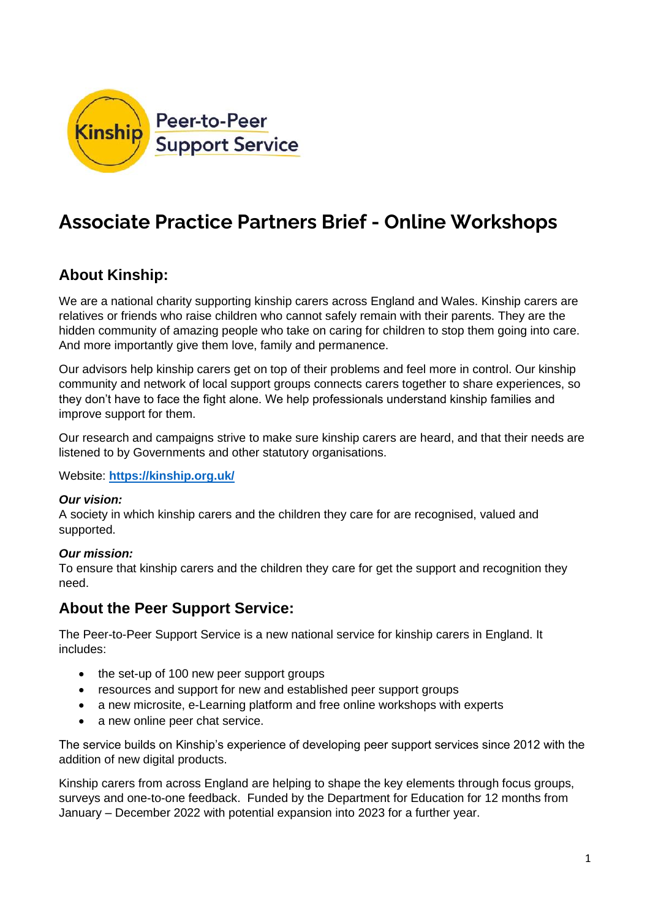Kinship Peer-to-Peer Support Service

# Associate Practice Partners Brief - Online Workshops

## About Kinship:

We are a national charity supporting kinship carers across England and Wales. Kinship carers are relatives or friends who raise children who cannot safely remain with their parents. They are the hidden community of amazing people who take on caring for children to stop them going into care. And more importantly give them love, family and permanence.

Our advisors help kinship carers get on top of their problems and feel more in control. Our kinship community and network of local support groups connects carers together to share experiences, so they don't have to face the fight alone. We help professionals understand kinship families and improve support for them.

Our research and campaigns strive to make sure kinship carers are heard, and that their needs are listened to by Governments and other statutory organisations.

Website: **https://kinship.org.uk/**

***Our vision:***
A society in which kinship carers and the children they care for are recognised, valued and supported.

***Our mission:***
To ensure that kinship carers and the children they care for get the support and recognition they need.

## About the Peer Support Service:

The Peer-to-Peer Support Service is a new national service for kinship carers in England. It includes:

- the set-up of 100 new peer support groups
- resources and support for new and established peer support groups
- a new microsite, e-Learning platform and free online workshops with experts
- a new online peer chat service.

The service builds on Kinship's experience of developing peer support services since 2012 with the addition of new digital products.

Kinship carers from across England are helping to shape the key elements through focus groups, surveys and one-to-one feedback. Funded by the Department for Education for 12 months from January – December 2022 with potential expansion into 2023 for a further year.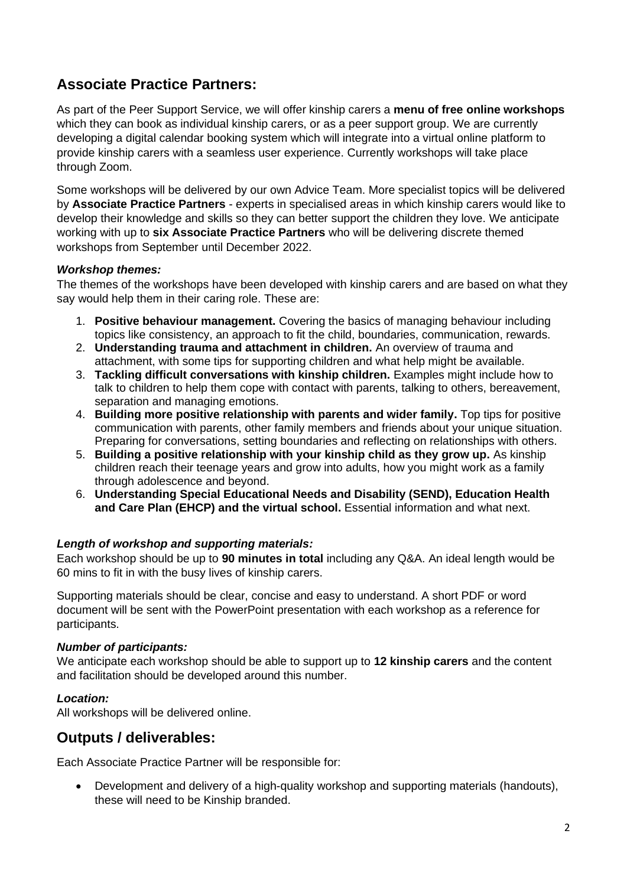## Associate Practice Partners:

As part of the Peer Support Service, we will offer kinship carers a **menu of free online workshops** which they can book as individual kinship carers, or as a peer support group. We are currently developing a digital calendar booking system which will integrate into a virtual online platform to provide kinship carers with a seamless user experience. Currently workshops will take place through Zoom.

Some workshops will be delivered by our own Advice Team. More specialist topics will be delivered by **Associate Practice Partners** - experts in specialised areas in which kinship carers would like to develop their knowledge and skills so they can better support the children they love. We anticipate working with up to **six Associate Practice Partners** who will be delivering discrete themed workshops from September until December 2022.

***Workshop themes:***

The themes of the workshops have been developed with kinship carers and are based on what they say would help them in their caring role. These are:

1. **Positive behaviour management.** Covering the basics of managing behaviour including topics like consistency, an approach to fit the child, boundaries, communication, rewards.
2. **Understanding trauma and attachment in children.** An overview of trauma and attachment, with some tips for supporting children and what help might be available.
3. **Tackling difficult conversations with kinship children.** Examples might include how to talk to children to help them cope with contact with parents, talking to others, bereavement, separation and managing emotions.
4. **Building more positive relationship with parents and wider family.** Top tips for positive communication with parents, other family members and friends about your unique situation. Preparing for conversations, setting boundaries and reflecting on relationships with others.
5. **Building a positive relationship with your kinship child as they grow up.** As kinship children reach their teenage years and grow into adults, how you might work as a family through adolescence and beyond.
6. **Understanding Special Educational Needs and Disability (SEND), Education Health and Care Plan (EHCP) and the virtual school.** Essential information and what next.

***Length of workshop and supporting materials:***

Each workshop should be up to **90 minutes in total** including any Q&A. An ideal length would be 60 mins to fit in with the busy lives of kinship carers.

Supporting materials should be clear, concise and easy to understand. A short PDF or word document will be sent with the PowerPoint presentation with each workshop as a reference for participants.

***Number of participants:***

We anticipate each workshop should be able to support up to **12 kinship carers** and the content and facilitation should be developed around this number.

***Location:***

All workshops will be delivered online.

## Outputs / deliverables:

Each Associate Practice Partner will be responsible for:

- Development and delivery of a high-quality workshop and supporting materials (handouts), these will need to be Kinship branded.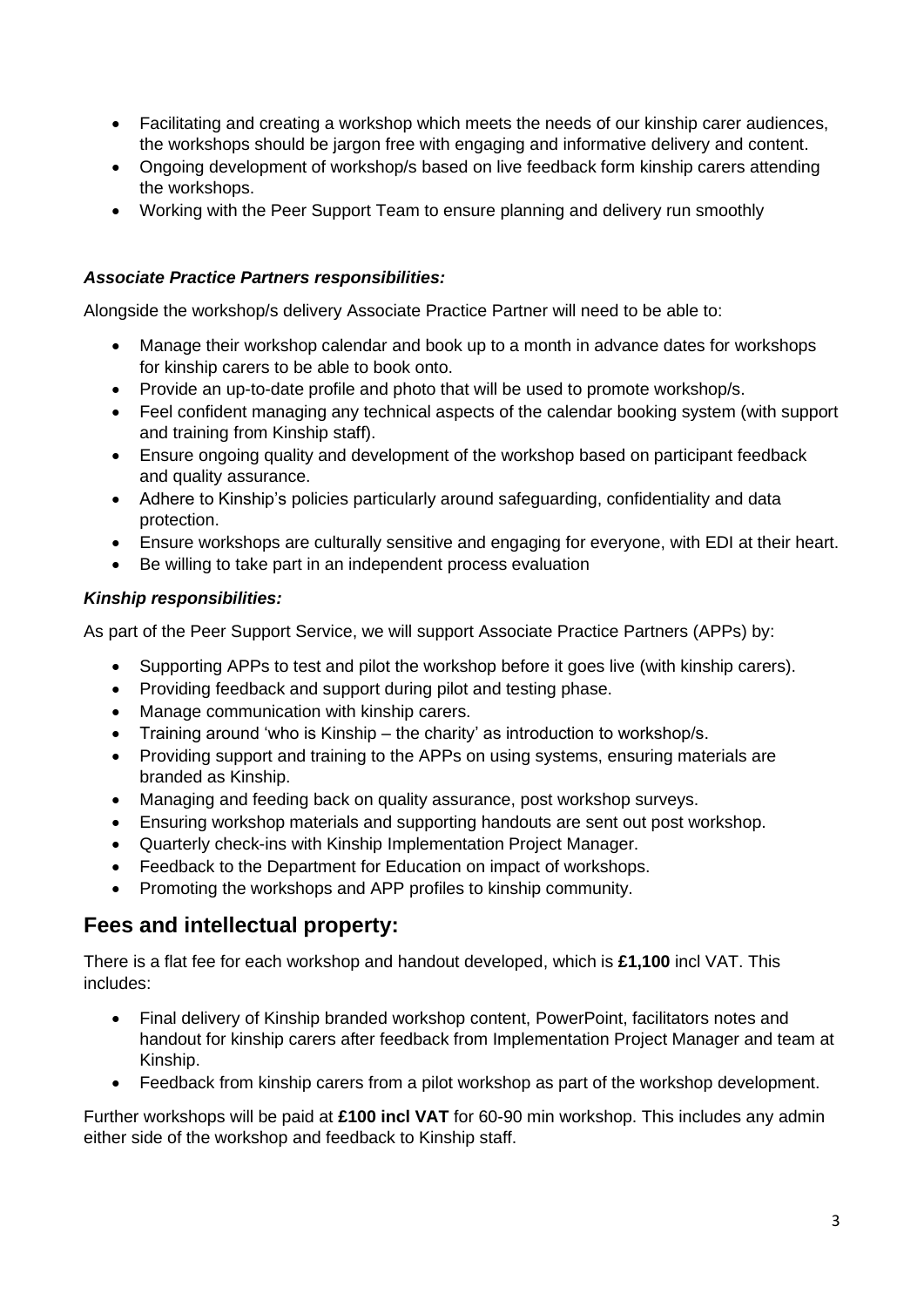- Facilitating and creating a workshop which meets the needs of our kinship carer audiences, the workshops should be jargon free with engaging and informative delivery and content.
- Ongoing development of workshop/s based on live feedback form kinship carers attending the workshops.
- Working with the Peer Support Team to ensure planning and delivery run smoothly

***Associate Practice Partners responsibilities:***

Alongside the workshop/s delivery Associate Practice Partner will need to be able to:

- Manage their workshop calendar and book up to a month in advance dates for workshops for kinship carers to be able to book onto.
- Provide an up-to-date profile and photo that will be used to promote workshop/s.
- Feel confident managing any technical aspects of the calendar booking system (with support and training from Kinship staff).
- Ensure ongoing quality and development of the workshop based on participant feedback and quality assurance.
- Adhere to Kinship's policies particularly around safeguarding, confidentiality and data protection.
- Ensure workshops are culturally sensitive and engaging for everyone, with EDI at their heart.
- Be willing to take part in an independent process evaluation

***Kinship responsibilities:***

As part of the Peer Support Service, we will support Associate Practice Partners (APPs) by:

- Supporting APPs to test and pilot the workshop before it goes live (with kinship carers).
- Providing feedback and support during pilot and testing phase.
- Manage communication with kinship carers.
- Training around 'who is Kinship – the charity' as introduction to workshop/s.
- Providing support and training to the APPs on using systems, ensuring materials are branded as Kinship.
- Managing and feeding back on quality assurance, post workshop surveys.
- Ensuring workshop materials and supporting handouts are sent out post workshop.
- Quarterly check-ins with Kinship Implementation Project Manager.
- Feedback to the Department for Education on impact of workshops.
- Promoting the workshops and APP profiles to kinship community.

## Fees and intellectual property:

There is a flat fee for each workshop and handout developed, which is **£1,100** incl VAT. This includes:

- Final delivery of Kinship branded workshop content, PowerPoint, facilitators notes and handout for kinship carers after feedback from Implementation Project Manager and team at Kinship.
- Feedback from kinship carers from a pilot workshop as part of the workshop development.

Further workshops will be paid at **£100 incl VAT** for 60-90 min workshop. This includes any admin either side of the workshop and feedback to Kinship staff.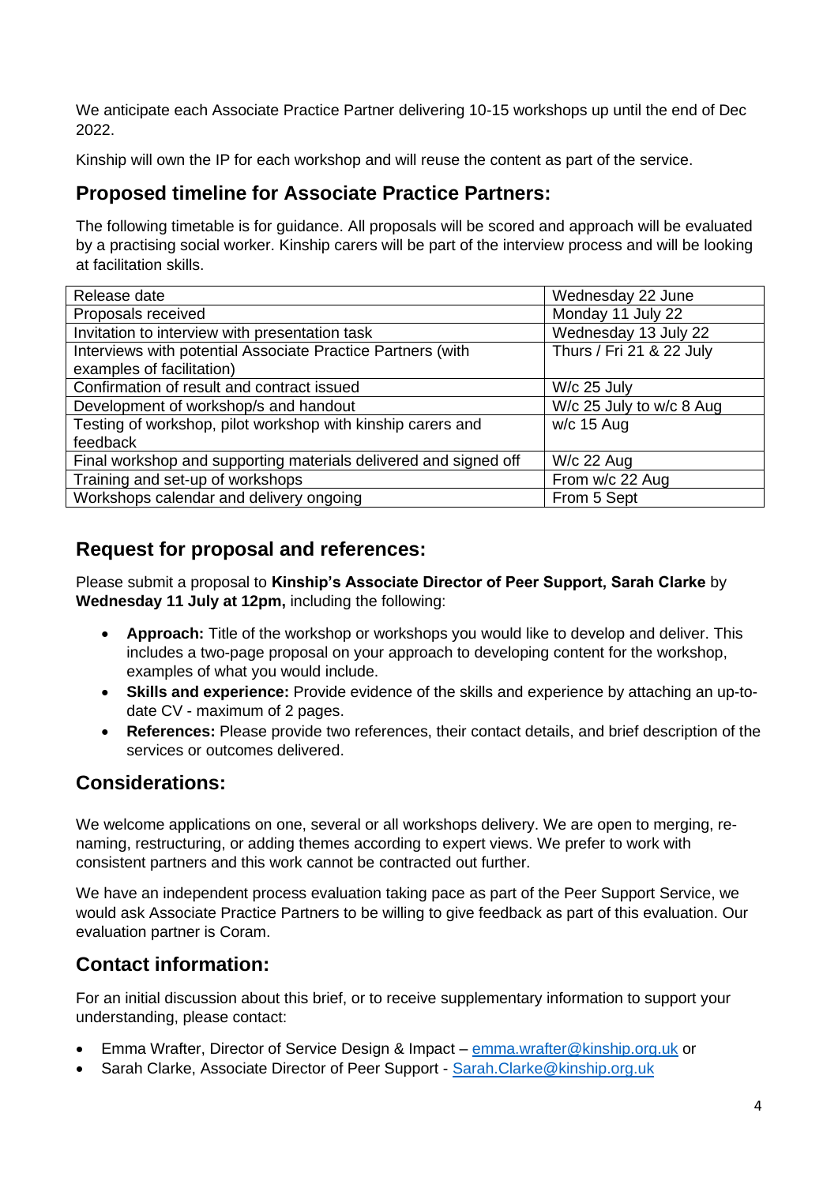We anticipate each Associate Practice Partner delivering 10-15 workshops up until the end of Dec 2022.

Kinship will own the IP for each workshop and will reuse the content as part of the service.

## Proposed timeline for Associate Practice Partners:

The following timetable is for guidance. All proposals will be scored and approach will be evaluated by a practising social worker. Kinship carers will be part of the interview process and will be looking at facilitation skills.

| | |
|---|---|
| Release date | Wednesday 22 June |
| Proposals received | Monday 11 July 22 |
| Invitation to interview with presentation task | Wednesday 13 July 22 |
| Interviews with potential Associate Practice Partners (with examples of facilitation) | Thurs / Fri 21 & 22 July |
| Confirmation of result and contract issued | W/c 25 July |
| Development of workshop/s and handout | W/c 25 July to w/c 8 Aug |
| Testing of workshop, pilot workshop with kinship carers and feedback | w/c 15 Aug |
| Final workshop and supporting materials delivered and signed off | W/c 22 Aug |
| Training and set-up of workshops | From w/c 22 Aug |
| Workshops calendar and delivery ongoing | From 5 Sept |

## Request for proposal and references:

Please submit a proposal to **Kinship's Associate Director of Peer Support, Sarah Clarke** by **Wednesday 11 July at 12pm,** including the following:

- **Approach:** Title of the workshop or workshops you would like to develop and deliver. This includes a two-page proposal on your approach to developing content for the workshop, examples of what you would include.
- **Skills and experience:** Provide evidence of the skills and experience by attaching an up-to-date CV - maximum of 2 pages.
- **References:** Please provide two references, their contact details, and brief description of the services or outcomes delivered.

## Considerations:

We welcome applications on one, several or all workshops delivery. We are open to merging, re-naming, restructuring, or adding themes according to expert views. We prefer to work with consistent partners and this work cannot be contracted out further.

We have an independent process evaluation taking pace as part of the Peer Support Service, we would ask Associate Practice Partners to be willing to give feedback as part of this evaluation. Our evaluation partner is Coram.

## Contact information:

For an initial discussion about this brief, or to receive supplementary information to support your understanding, please contact:

- Emma Wrafter, Director of Service Design & Impact – emma.wrafter@kinship.org.uk or
- Sarah Clarke, Associate Director of Peer Support - Sarah.Clarke@kinship.org.uk